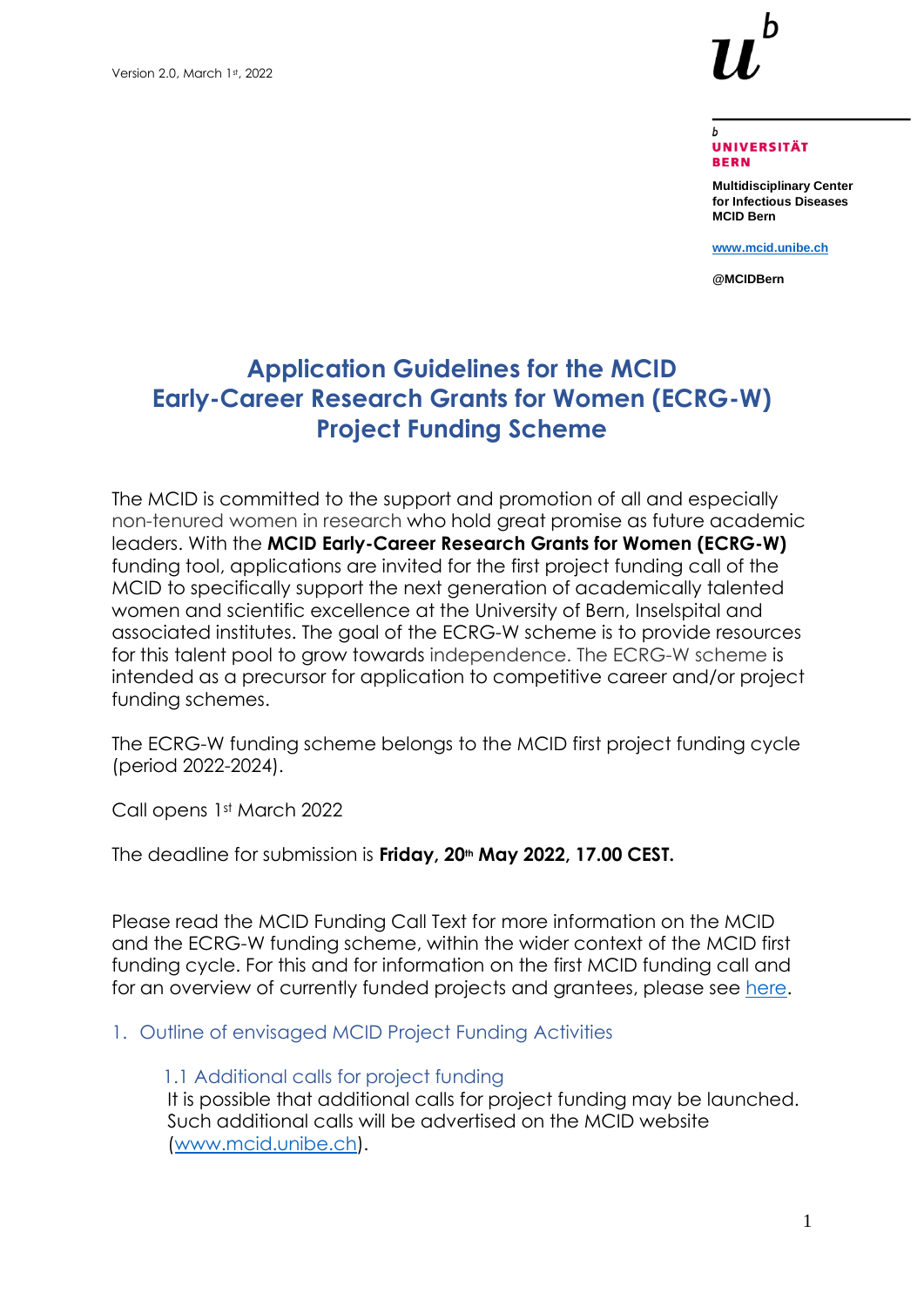Version 2.0, March 1st, 2022

**UNIVERSITÄT BERN**

**Multidisciplinary Center for Infectious Diseases MCID Bern**

**www.mcid.unibe.ch**

**@MCIDBern**

# Application Guidelines for the MCID Early-Career Research Grants for Women (ECRG-W) Project Funding Scheme

The MCID is committed to the support and promotion of all and especially non-tenured women in research who hold great promise as future academic leaders. With the **MCID Early-Career Research Grants for Women (ECRG-W)** funding tool, applications are invited for the first project funding call of the MCID to specifically support the next generation of academically talented women and scientific excellence at the University of Bern, Inselspital and associated institutes. The goal of the ECRG-W scheme is to provide resources for this talent pool to grow towards independence. The ECRG-W scheme is intended as a precursor for application to competitive career and/or project funding schemes.

The ECRG-W funding scheme belongs to the MCID first project funding cycle (period 2022-2024).

Call opens 1st March 2022

The deadline for submission is **Friday, 20th May 2022, 17.00 CEST.**

Please read the MCID Funding Call Text for more information on the MCID and the ECRG-W funding scheme, within the wider context of the MCID first funding cycle. For this and for information on the first MCID funding call and for an overview of currently funded projects and grantees, please see here.

## 1. Outline of envisaged MCID Project Funding Activities

### 1.1 Additional calls for project funding

It is possible that additional calls for project funding may be launched. Such additional calls will be advertised on the MCID website (www.mcid.unibe.ch).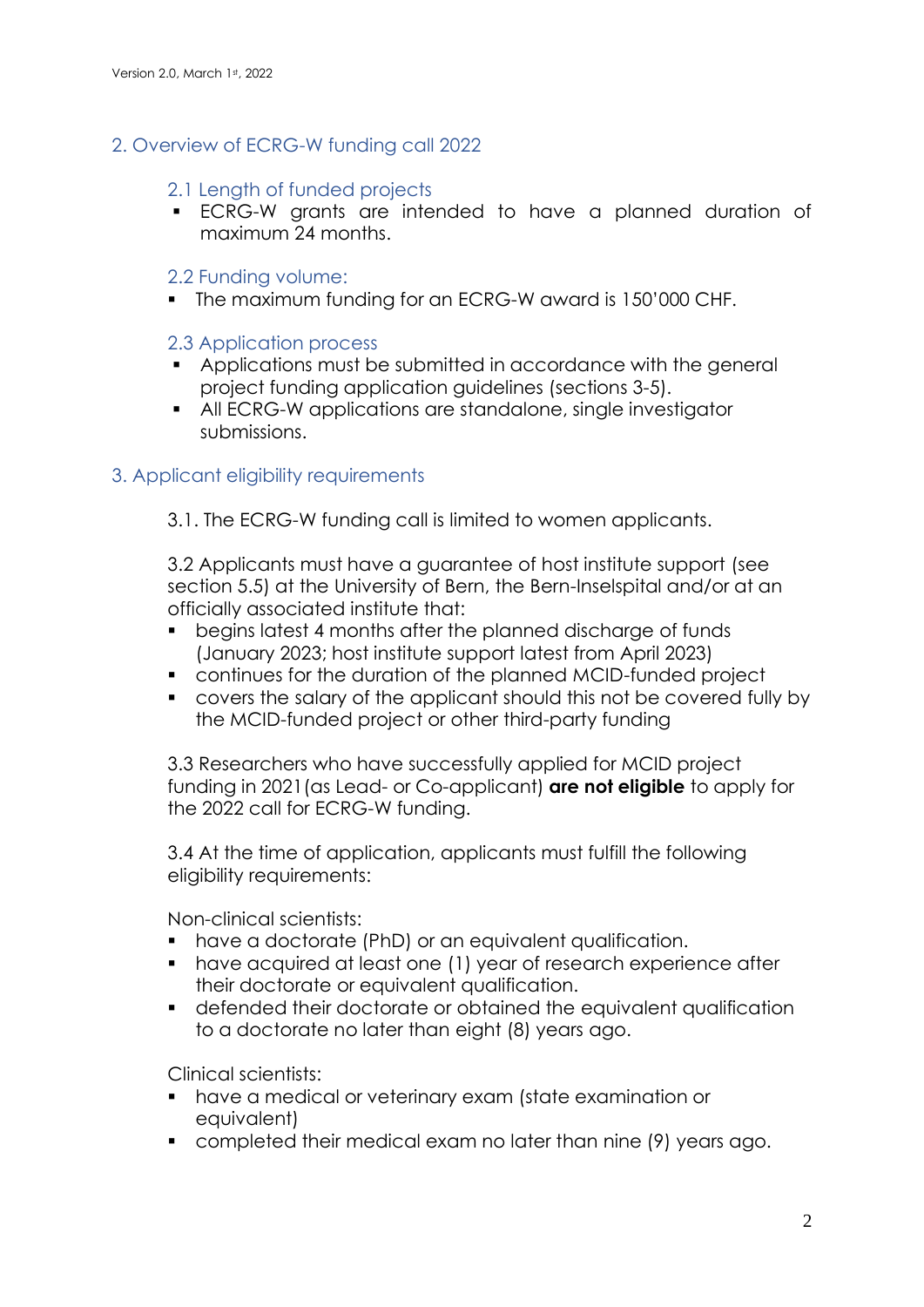## 2. Overview of ECRG-W funding call 2022

### 2.1 Length of funded projects

- ECRG-W grants are intended to have a planned duration of maximum 24 months.

### 2.2 Funding volume:

- The maximum funding for an ECRG-W award is 150'000 CHF.

### 2.3 Application process

- Applications must be submitted in accordance with the general project funding application guidelines (sections 3-5).
- All ECRG-W applications are standalone, single investigator submissions.

## 3. Applicant eligibility requirements

3.1. The ECRG-W funding call is limited to women applicants.

3.2 Applicants must have a guarantee of host institute support (see section 5.5) at the University of Bern, the Bern-Inselspital and/or at an officially associated institute that:

- begins latest 4 months after the planned discharge of funds (January 2023; host institute support latest from April 2023)
- continues for the duration of the planned MCID-funded project
- covers the salary of the applicant should this not be covered fully by the MCID-funded project or other third-party funding

3.3 Researchers who have successfully applied for MCID project funding in 2021 (as Lead- or Co-applicant) **are not eligible** to apply for the 2022 call for ECRG-W funding.

3.4 At the time of application, applicants must fulfill the following eligibility requirements:

Non-clinical scientists:

- have a doctorate (PhD) or an equivalent qualification.
- have acquired at least one (1) year of research experience after their doctorate or equivalent qualification.
- defended their doctorate or obtained the equivalent qualification to a doctorate no later than eight (8) years ago.

Clinical scientists:

- have a medical or veterinary exam (state examination or equivalent)
- completed their medical exam no later than nine (9) years ago.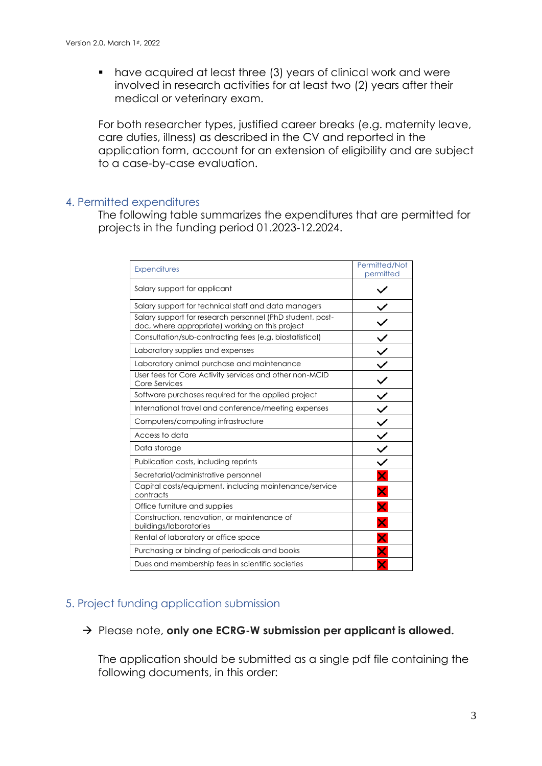- have acquired at least three (3) years of clinical work and were involved in research activities for at least two (2) years after their medical or veterinary exam.

For both researcher types, justified career breaks (e.g. maternity leave, care duties, illness) as described in the CV and reported in the application form, account for an extension of eligibility and are subject to a case-by-case evaluation.

## 4. Permitted expenditures

The following table summarizes the expenditures that are permitted for projects in the funding period 01.2023-12.2024.

| Expenditures | Permitted/Not permitted |
| --- | --- |
| Salary support for applicant | ✓ |
| Salary support for technical staff and data managers | ✓ |
| Salary support for research personnel (PhD student, post-doc, where appropriate) working on this project | ✓ |
| Consultation/sub-contracting fees (e.g. biostatistical) | ✓ |
| Laboratory supplies and expenses | ✓ |
| Laboratory animal purchase and maintenance | ✓ |
| User fees for Core Activity services and other non-MCID Core Services | ✓ |
| Software purchases required for the applied project | ✓ |
| International travel and conference/meeting expenses | ✓ |
| Computers/computing infrastructure | ✓ |
| Access to data | ✓ |
| Data storage | ✓ |
| Publication costs, including reprints | ✓ |
| Secretarial/administrative personnel | ✗ |
| Capital costs/equipment, including maintenance/service contracts | ✗ |
| Office furniture and supplies | ✗ |
| Construction, renovation, or maintenance of buildings/laboratories | ✗ |
| Rental of laboratory or office space | ✗ |
| Purchasing or binding of periodicals and books | ✗ |
| Dues and membership fees in scientific societies | ✗ |

## 5. Project funding application submission

→ Please note, **only one ECRG-W submission per applicant is allowed.**

The application should be submitted as a single pdf file containing the following documents, in this order: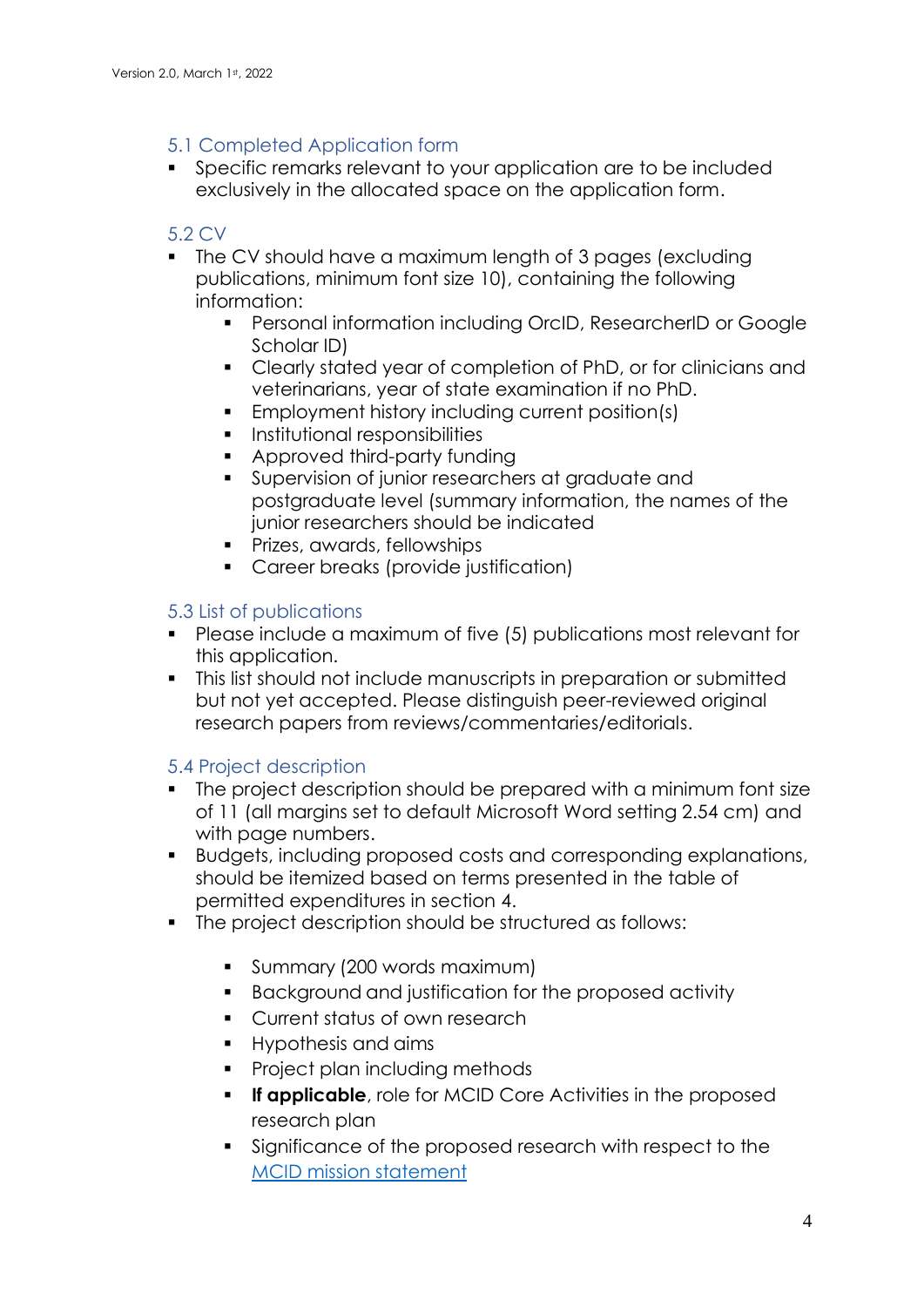### 5.1 Completed Application form

- Specific remarks relevant to your application are to be included exclusively in the allocated space on the application form.

### 5.2 CV

- The CV should have a maximum length of 3 pages (excluding publications, minimum font size 10), containing the following information:
  - Personal information including OrcID, ResearcherID or Google Scholar ID)
  - Clearly stated year of completion of PhD, or for clinicians and veterinarians, year of state examination if no PhD.
  - Employment history including current position(s)
  - Institutional responsibilities
  - Approved third-party funding
  - Supervision of junior researchers at graduate and postgraduate level (summary information, the names of the junior researchers should be indicated
  - Prizes, awards, fellowships
  - Career breaks (provide justification)

### 5.3 List of publications

- Please include a maximum of five (5) publications most relevant for this application.
- This list should not include manuscripts in preparation or submitted but not yet accepted. Please distinguish peer-reviewed original research papers from reviews/commentaries/editorials.

### 5.4 Project description

- The project description should be prepared with a minimum font size of 11 (all margins set to default Microsoft Word setting 2.54 cm) and with page numbers.
- Budgets, including proposed costs and corresponding explanations, should be itemized based on terms presented in the table of permitted expenditures in section 4.
- The project description should be structured as follows:
  - Summary (200 words maximum)
  - Background and justification for the proposed activity
  - Current status of own research
  - Hypothesis and aims
  - Project plan including methods
  - **If applicable**, role for MCID Core Activities in the proposed research plan
  - Significance of the proposed research with respect to the MCID mission statement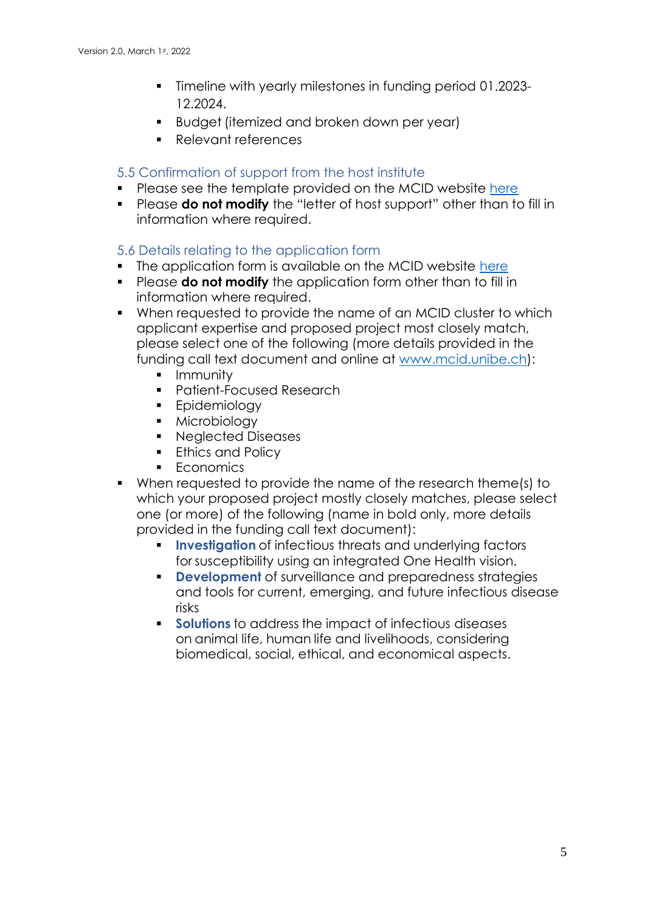- Timeline with yearly milestones in funding period 01.2023-12.2024.
- Budget (itemized and broken down per year)
- Relevant references

### 5.5 Confirmation of support from the host institute

- Please see the template provided on the MCID website here
- Please **do not modify** the "letter of host support" other than to fill in information where required.

### 5.6 Details relating to the application form

- The application form is available on the MCID website here
- Please **do not modify** the application form other than to fill in information where required.
- When requested to provide the name of an MCID cluster to which applicant expertise and proposed project most closely match, please select one of the following (more details provided in the funding call text document and online at www.mcid.unibe.ch):
  - Immunity
  - Patient-Focused Research
  - Epidemiology
  - Microbiology
  - Neglected Diseases
  - Ethics and Policy
  - Economics
- When requested to provide the name of the research theme(s) to which your proposed project mostly closely matches, please select one (or more) of the following (name in bold only, more details provided in the funding call text document):
  - **Investigation** of infectious threats and underlying factors for susceptibility using an integrated One Health vision.
  - **Development** of surveillance and preparedness strategies and tools for current, emerging, and future infectious disease risks
  - **Solutions** to address the impact of infectious diseases on animal life, human life and livelihoods, considering biomedical, social, ethical, and economical aspects.